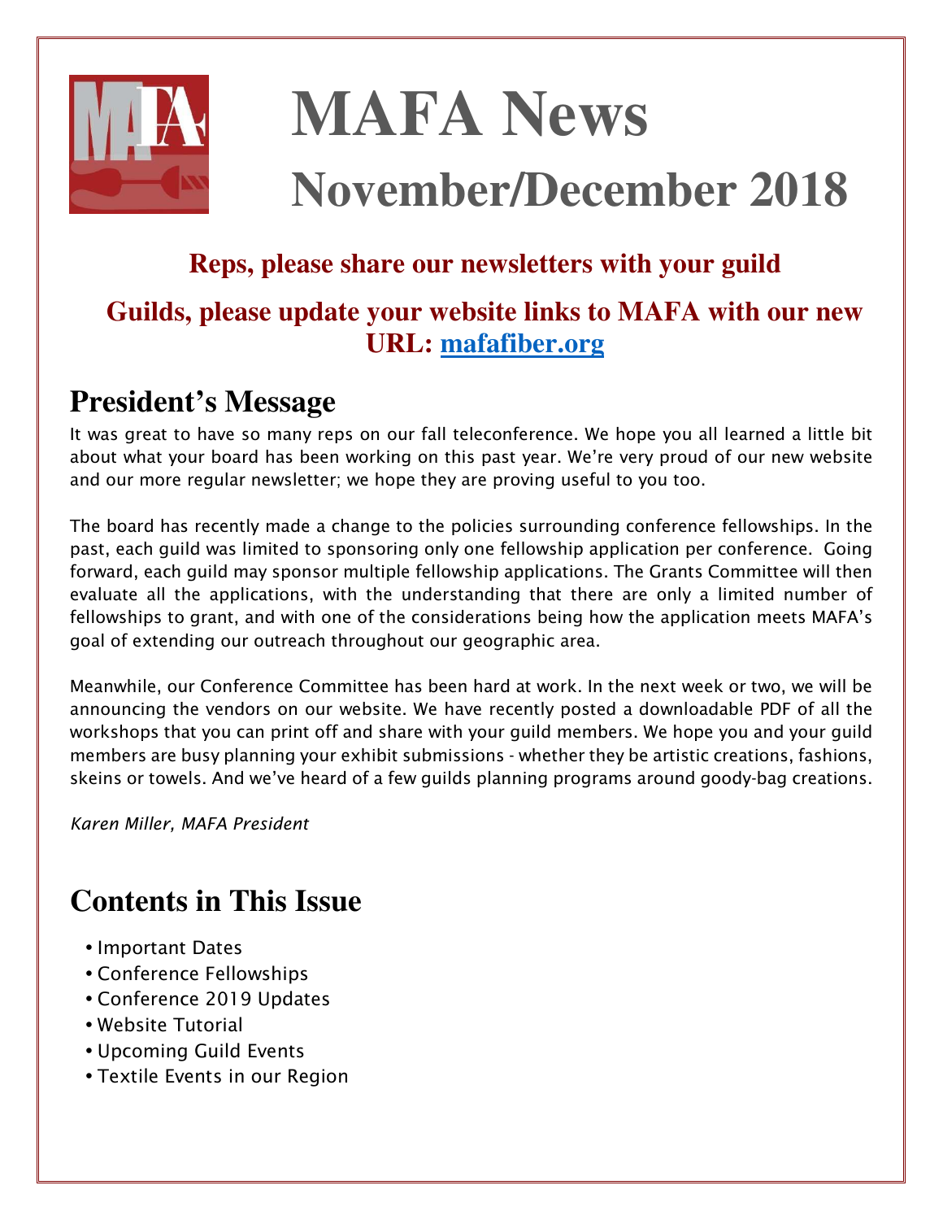# MAFA News

# November/December 2018

**Reps, please share our newsletters with your guild**

**Guilds, please update your website links to MAFA with our new URL: [mafafiber.org](mafafiber.org)**

## President's Message

It was great to have so many reps on our fall teleconference. We hope you all learned a little bit about what your board has been working on this past year. We're very proud of our new website and our more regular newsletter; we hope they are proving useful to you too.

The board has recently made a change to the policies surrounding conference fellowships. In the past, each guild was limited to sponsoring only one fellowship application per conference. Going forward, each guild may sponsor multiple fellowship applications. The Grants Committee will then evaluate all the applications, with the understanding that there are only a limited number of fellowships to grant, and with one of the considerations being how the application meets MAFA's goal of extending our outreach throughout our geographic area.

Meanwhile, our Conference Committee has been hard at work. In the next week or two, we will be announcing the vendors on our website. We have recently posted a downloadable PDF of all the workshops that you can print off and share with your guild members. We hope you and your guild members are busy planning your exhibit submissions - whether they be artistic creations, fashions, skeins or towels. And we've heard of a few guilds planning programs around goody-bag creations.

*Karen Miller, MAFA President*

## Contents in This Issue

- Important Dates
- Conference Fellowships
- Conference 2019 Updates
- Website Tutorial
- Upcoming Guild Events
- Textile Events in our Region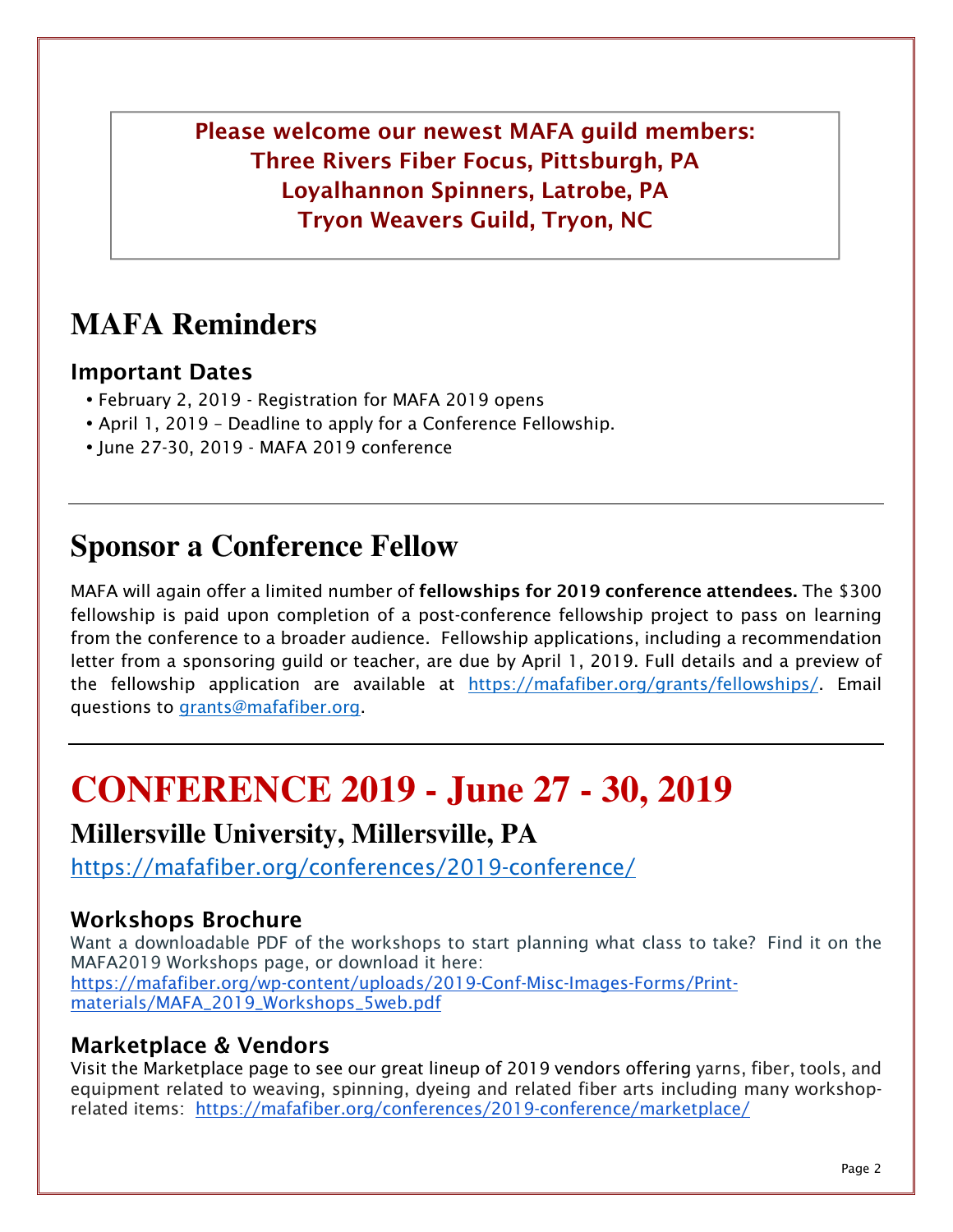**Please welcome our newest MAFA guild members:**
**Three Rivers Fiber Focus, Pittsburgh, PA**
**Loyalhannon Spinners, Latrobe, PA**
**Tryon Weavers Guild, Tryon, NC**

# MAFA Reminders

### Important Dates

- February 2, 2019 - Registration for MAFA 2019 opens
- April 1, 2019 – Deadline to apply for a Conference Fellowship.
- June 27-30, 2019 - MAFA 2019 conference

---

# Sponsor a Conference Fellow

MAFA will again offer a limited number of **fellowships for 2019 conference attendees.** The $300 fellowship is paid upon completion of a post-conference fellowship project to pass on learning from the conference to a broader audience. Fellowship applications, including a recommendation letter from a sponsoring guild or teacher, are due by April 1, 2019. Full details and a preview of the fellowship application are available at https://mafafiber.org/grants/fellowships/. Email questions to grants@mafafiber.org.

---

# CONFERENCE 2019 - June 27 - 30, 2019

## Millersville University, Millersville, PA

https://mafafiber.org/conferences/2019-conference/

### Workshops Brochure

Want a downloadable PDF of the workshops to start planning what class to take? Find it on the MAFA2019 Workshops page, or download it here:
https://mafafiber.org/wp-content/uploads/2019-Conf-Misc-Images-Forms/Print-materials/MAFA_2019_Workshops_5web.pdf

### Marketplace & Vendors

Visit the Marketplace page to see our great lineup of 2019 vendors offering yarns, fiber, tools, and equipment related to weaving, spinning, dyeing and related fiber arts including many workshop-related items: https://mafafiber.org/conferences/2019-conference/marketplace/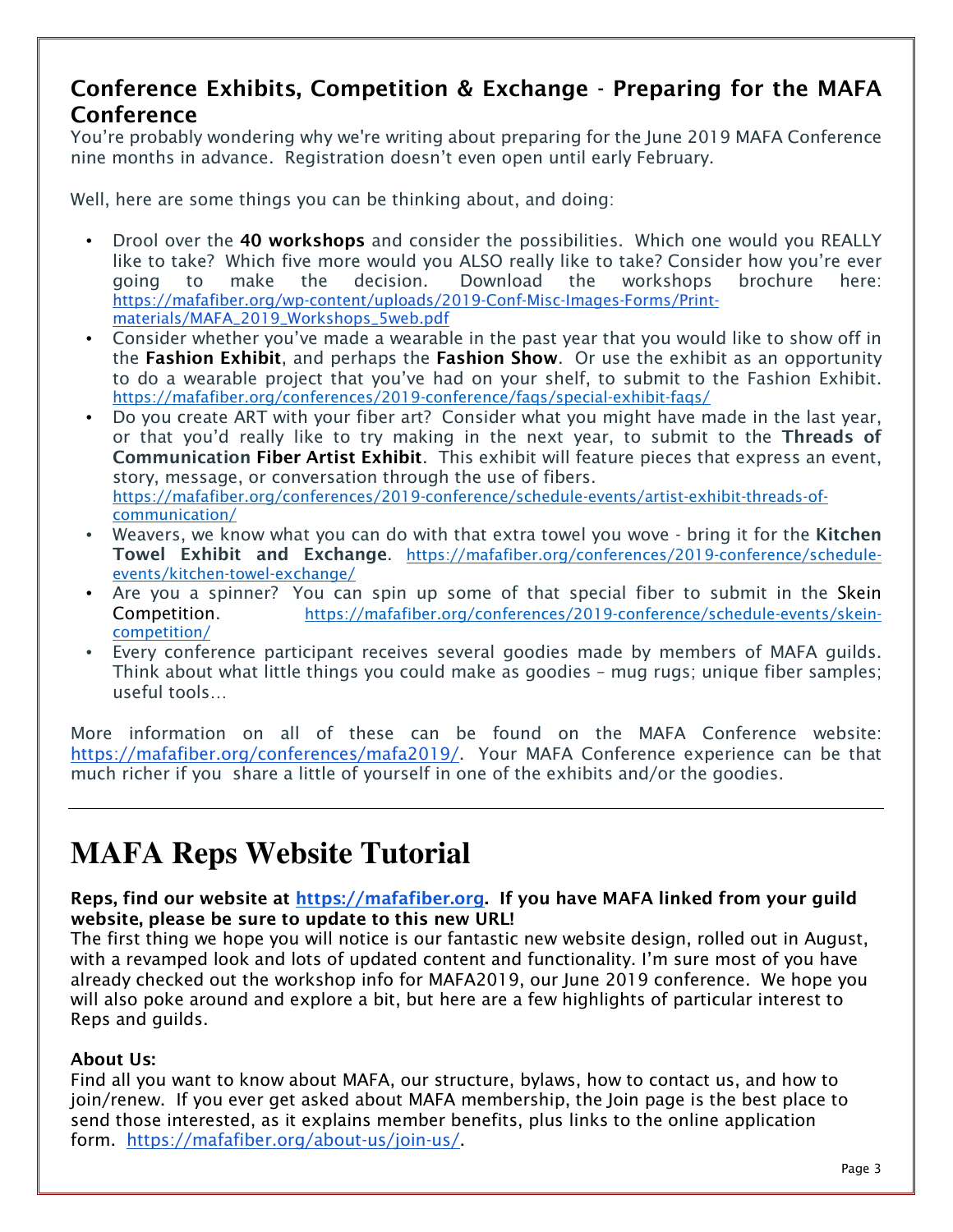## Conference Exhibits, Competition & Exchange - Preparing for the MAFA Conference

You're probably wondering why we're writing about preparing for the June 2019 MAFA Conference nine months in advance. Registration doesn't even open until early February.

Well, here are some things you can be thinking about, and doing:

- Drool over the **40 workshops** and consider the possibilities. Which one would you REALLY like to take? Which five more would you ALSO really like to take? Consider how you're ever going to make the decision. Download the workshops brochure here: https://mafafiber.org/wp-content/uploads/2019-Conf-Misc-Images-Forms/Print-materials/MAFA_2019_Workshops_5web.pdf
- Consider whether you've made a wearable in the past year that you would like to show off in the **Fashion Exhibit**, and perhaps the **Fashion Show**. Or use the exhibit as an opportunity to do a wearable project that you've had on your shelf, to submit to the Fashion Exhibit. https://mafafiber.org/conferences/2019-conference/faqs/special-exhibit-faqs/
- Do you create ART with your fiber art? Consider what you might have made in the last year, or that you'd really like to try making in the next year, to submit to the **Threads of Communication Fiber Artist Exhibit**. This exhibit will feature pieces that express an event, story, message, or conversation through the use of fibers. https://mafafiber.org/conferences/2019-conference/schedule-events/artist-exhibit-threads-of-communication/
- Weavers, we know what you can do with that extra towel you wove - bring it for the **Kitchen Towel Exhibit and Exchange**. https://mafafiber.org/conferences/2019-conference/schedule-events/kitchen-towel-exchange/
- Are you a spinner? You can spin up some of that special fiber to submit in the Skein Competition. https://mafafiber.org/conferences/2019-conference/schedule-events/skein-competition/
- Every conference participant receives several goodies made by members of MAFA guilds. Think about what little things you could make as goodies – mug rugs; unique fiber samples; useful tools…

More information on all of these can be found on the MAFA Conference website: https://mafafiber.org/conferences/mafa2019/. Your MAFA Conference experience can be that much richer if you share a little of yourself in one of the exhibits and/or the goodies.

---

# MAFA Reps Website Tutorial

**Reps, find our website at https://mafafiber.org. If you have MAFA linked from your guild website, please be sure to update to this new URL!**

The first thing we hope you will notice is our fantastic new website design, rolled out in August, with a revamped look and lots of updated content and functionality. I'm sure most of you have already checked out the workshop info for MAFA2019, our June 2019 conference. We hope you will also poke around and explore a bit, but here are a few highlights of particular interest to Reps and guilds.

**About Us:**

Find all you want to know about MAFA, our structure, bylaws, how to contact us, and how to join/renew. If you ever get asked about MAFA membership, the Join page is the best place to send those interested, as it explains member benefits, plus links to the online application form. https://mafafiber.org/about-us/join-us/.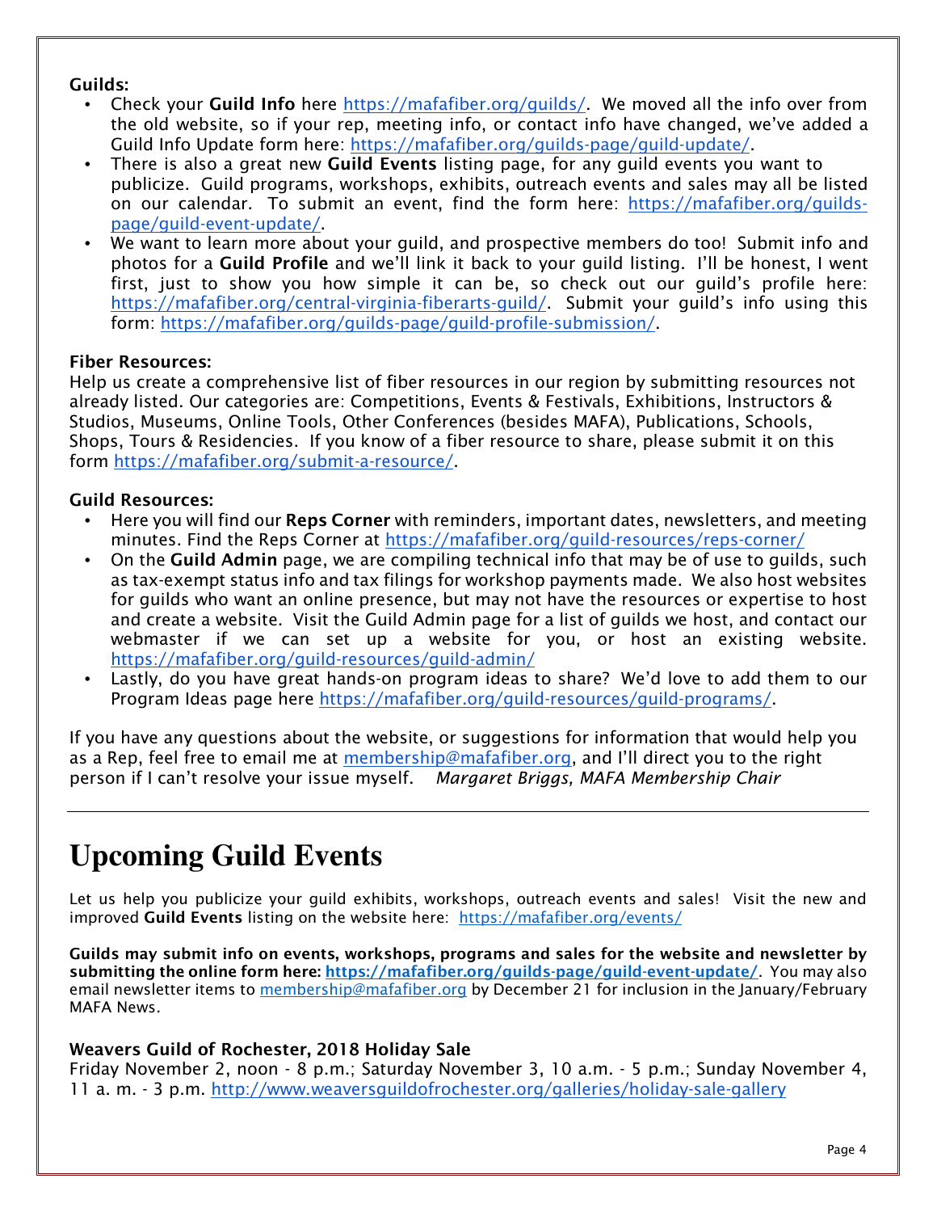**Guilds:**

- Check your **Guild Info** here https://mafafiber.org/guilds/. We moved all the info over from the old website, so if your rep, meeting info, or contact info have changed, we've added a Guild Info Update form here: https://mafafiber.org/guilds-page/guild-update/.
- There is also a great new **Guild Events** listing page, for any guild events you want to publicize. Guild programs, workshops, exhibits, outreach events and sales may all be listed on our calendar. To submit an event, find the form here: https://mafafiber.org/guilds-page/guild-event-update/.
- We want to learn more about your guild, and prospective members do too! Submit info and photos for a **Guild Profile** and we'll link it back to your guild listing. I'll be honest, I went first, just to show you how simple it can be, so check out our guild's profile here: https://mafafiber.org/central-virginia-fiberarts-guild/. Submit your guild's info using this form: https://mafafiber.org/guilds-page/guild-profile-submission/.

**Fiber Resources:**

Help us create a comprehensive list of fiber resources in our region by submitting resources not already listed. Our categories are: Competitions, Events & Festivals, Exhibitions, Instructors & Studios, Museums, Online Tools, Other Conferences (besides MAFA), Publications, Schools, Shops, Tours & Residencies. If you know of a fiber resource to share, please submit it on this form https://mafafiber.org/submit-a-resource/.

**Guild Resources:**

- Here you will find our **Reps Corner** with reminders, important dates, newsletters, and meeting minutes. Find the Reps Corner at https://mafafiber.org/guild-resources/reps-corner/
- On the **Guild Admin** page, we are compiling technical info that may be of use to guilds, such as tax-exempt status info and tax filings for workshop payments made. We also host websites for guilds who want an online presence, but may not have the resources or expertise to host and create a website. Visit the Guild Admin page for a list of guilds we host, and contact our webmaster if we can set up a website for you, or host an existing website. https://mafafiber.org/guild-resources/guild-admin/
- Lastly, do you have great hands-on program ideas to share? We'd love to add them to our Program Ideas page here https://mafafiber.org/guild-resources/guild-programs/.

If you have any questions about the website, or suggestions for information that would help you as a Rep, feel free to email me at membership@mafafiber.org, and I'll direct you to the right person if I can't resolve your issue myself. *Margaret Briggs, MAFA Membership Chair*

---

# Upcoming Guild Events

Let us help you publicize your guild exhibits, workshops, outreach events and sales! Visit the new and improved **Guild Events** listing on the website here: https://mafafiber.org/events/

**Guilds may submit info on events, workshops, programs and sales for the website and newsletter by submitting the online form here: https://mafafiber.org/guilds-page/guild-event-update/**. You may also email newsletter items to membership@mafafiber.org by December 21 for inclusion in the January/February MAFA News.

**Weavers Guild of Rochester, 2018 Holiday Sale**

Friday November 2, noon - 8 p.m.; Saturday November 3, 10 a.m. - 5 p.m.; Sunday November 4, 11 a. m. - 3 p.m. http://www.weaversguildofrochester.org/galleries/holiday-sale-gallery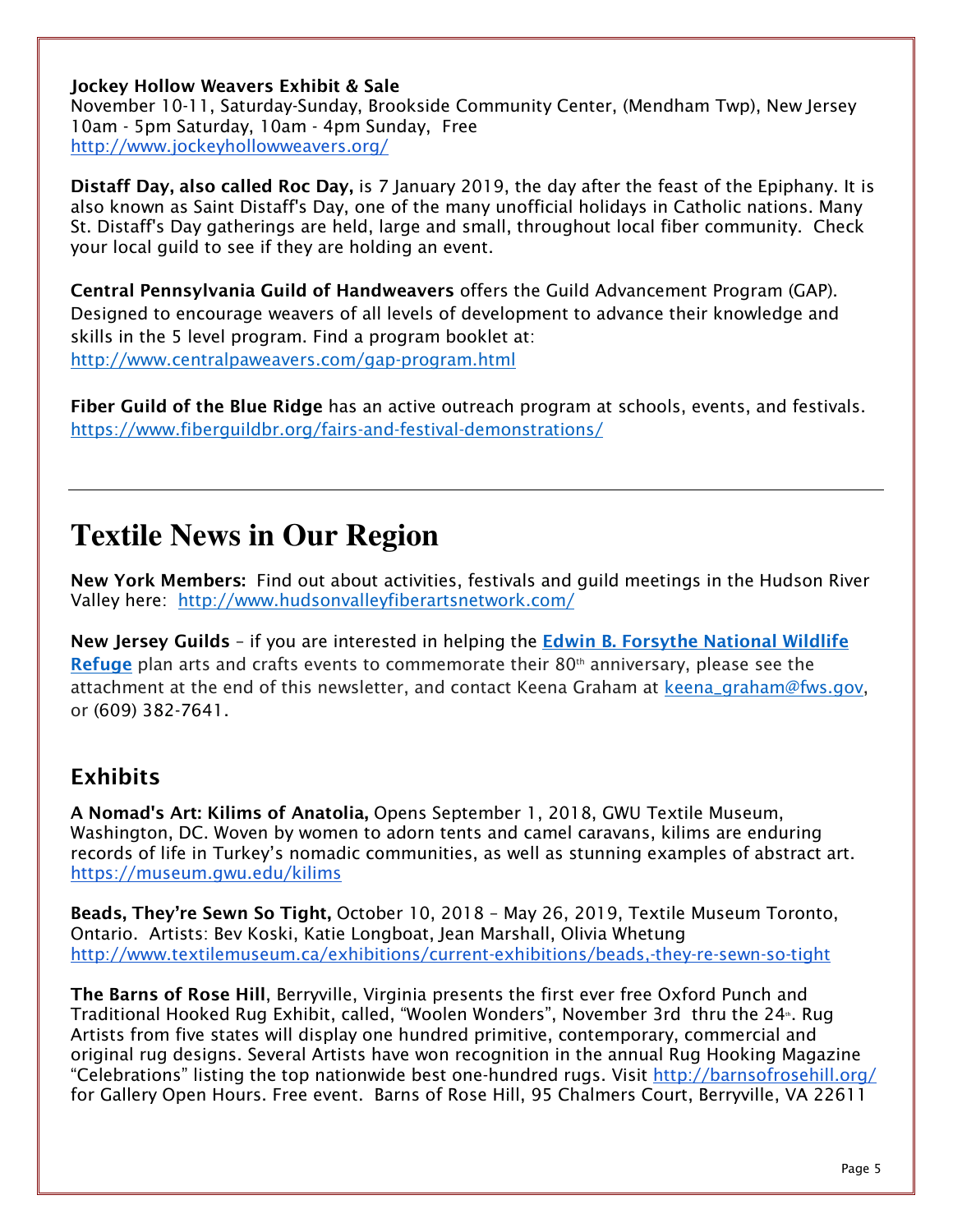**Jockey Hollow Weavers Exhibit & Sale**
November 10-11, Saturday-Sunday, Brookside Community Center, (Mendham Twp), New Jersey
10am - 5pm Saturday, 10am - 4pm Sunday, Free
http://www.jockeyhollowweavers.org/

**Distaff Day, also called Roc Day,** is 7 January 2019, the day after the feast of the Epiphany. It is also known as Saint Distaff's Day, one of the many unofficial holidays in Catholic nations. Many St. Distaff's Day gatherings are held, large and small, throughout local fiber community. Check your local guild to see if they are holding an event.

**Central Pennsylvania Guild of Handweavers** offers the Guild Advancement Program (GAP). Designed to encourage weavers of all levels of development to advance their knowledge and skills in the 5 level program. Find a program booklet at:
http://www.centralpaweavers.com/gap-program.html

**Fiber Guild of the Blue Ridge** has an active outreach program at schools, events, and festivals.
https://www.fiberguildbr.org/fairs-and-festival-demonstrations/

---

# Textile News in Our Region

**New York Members:** Find out about activities, festivals and guild meetings in the Hudson River Valley here: http://www.hudsonvalleyfiberartsnetwork.com/

**New Jersey Guilds** – if you are interested in helping the **Edwin B. Forsythe National Wildlife Refuge** plan arts and crafts events to commemorate their 80th anniversary, please see the attachment at the end of this newsletter, and contact Keena Graham at keena_graham@fws.gov, or (609) 382-7641.

## Exhibits

**A Nomad's Art: Kilims of Anatolia,** Opens September 1, 2018, GWU Textile Museum, Washington, DC. Woven by women to adorn tents and camel caravans, kilims are enduring records of life in Turkey's nomadic communities, as well as stunning examples of abstract art.
https://museum.gwu.edu/kilims

**Beads, They're Sewn So Tight,** October 10, 2018 – May 26, 2019, Textile Museum Toronto, Ontario. Artists: Bev Koski, Katie Longboat, Jean Marshall, Olivia Whetung
http://www.textilemuseum.ca/exhibitions/current-exhibitions/beads,-they-re-sewn-so-tight

**The Barns of Rose Hill**, Berryville, Virginia presents the first ever free Oxford Punch and Traditional Hooked Rug Exhibit, called, "Woolen Wonders", November 3rd thru the 24th. Rug Artists from five states will display one hundred primitive, contemporary, commercial and original rug designs. Several Artists have won recognition in the annual Rug Hooking Magazine "Celebrations" listing the top nationwide best one-hundred rugs. Visit http://barnsofrosehill.org/ for Gallery Open Hours. Free event. Barns of Rose Hill, 95 Chalmers Court, Berryville, VA 22611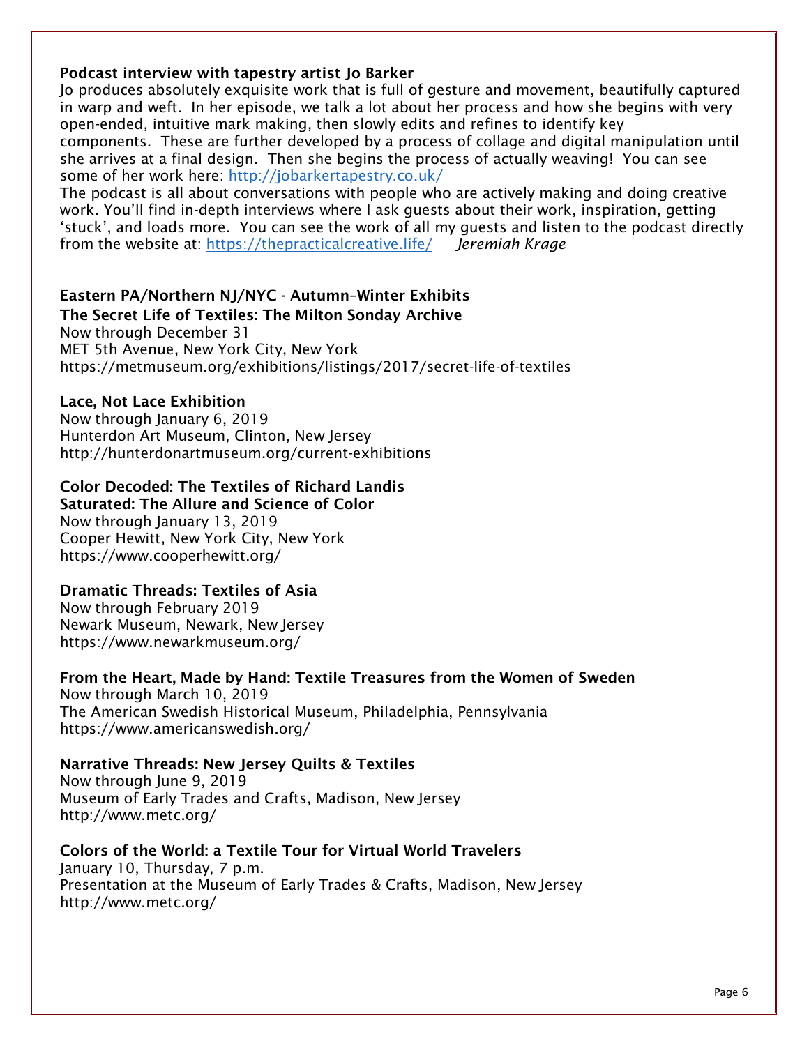### Podcast interview with tapestry artist Jo Barker

Jo produces absolutely exquisite work that is full of gesture and movement, beautifully captured in warp and weft. In her episode, we talk a lot about her process and how she begins with very open-ended, intuitive mark making, then slowly edits and refines to identify key components. These are further developed by a process of collage and digital manipulation until she arrives at a final design. Then she begins the process of actually weaving! You can see some of her work here: http://jobarkertapestry.co.uk/

The podcast is all about conversations with people who are actively making and doing creative work. You'll find in-depth interviews where I ask guests about their work, inspiration, getting 'stuck', and loads more. You can see the work of all my guests and listen to the podcast directly from the website at: https://thepracticalcreative.life/ *Jeremiah Krage*

### Eastern PA/Northern NJ/NYC - Autumn–Winter Exhibits

**The Secret Life of Textiles: The Milton Sonday Archive**
Now through December 31
MET 5th Avenue, New York City, New York
https://metmuseum.org/exhibitions/listings/2017/secret-life-of-textiles

**Lace, Not Lace Exhibition**
Now through January 6, 2019
Hunterdon Art Museum, Clinton, New Jersey
http://hunterdonartmuseum.org/current-exhibitions

**Color Decoded: The Textiles of Richard Landis**
**Saturated: The Allure and Science of Color**
Now through January 13, 2019
Cooper Hewitt, New York City, New York
https://www.cooperhewitt.org/

**Dramatic Threads: Textiles of Asia**
Now through February 2019
Newark Museum, Newark, New Jersey
https://www.newarkmuseum.org/

**From the Heart, Made by Hand: Textile Treasures from the Women of Sweden**
Now through March 10, 2019
The American Swedish Historical Museum, Philadelphia, Pennsylvania
https://www.americanswedish.org/

**Narrative Threads: New Jersey Quilts & Textiles**
Now through June 9, 2019
Museum of Early Trades and Crafts, Madison, New Jersey
http://www.metc.org/

**Colors of the World: a Textile Tour for Virtual World Travelers**
January 10, Thursday, 7 p.m.
Presentation at the Museum of Early Trades & Crafts, Madison, New Jersey
http://www.metc.org/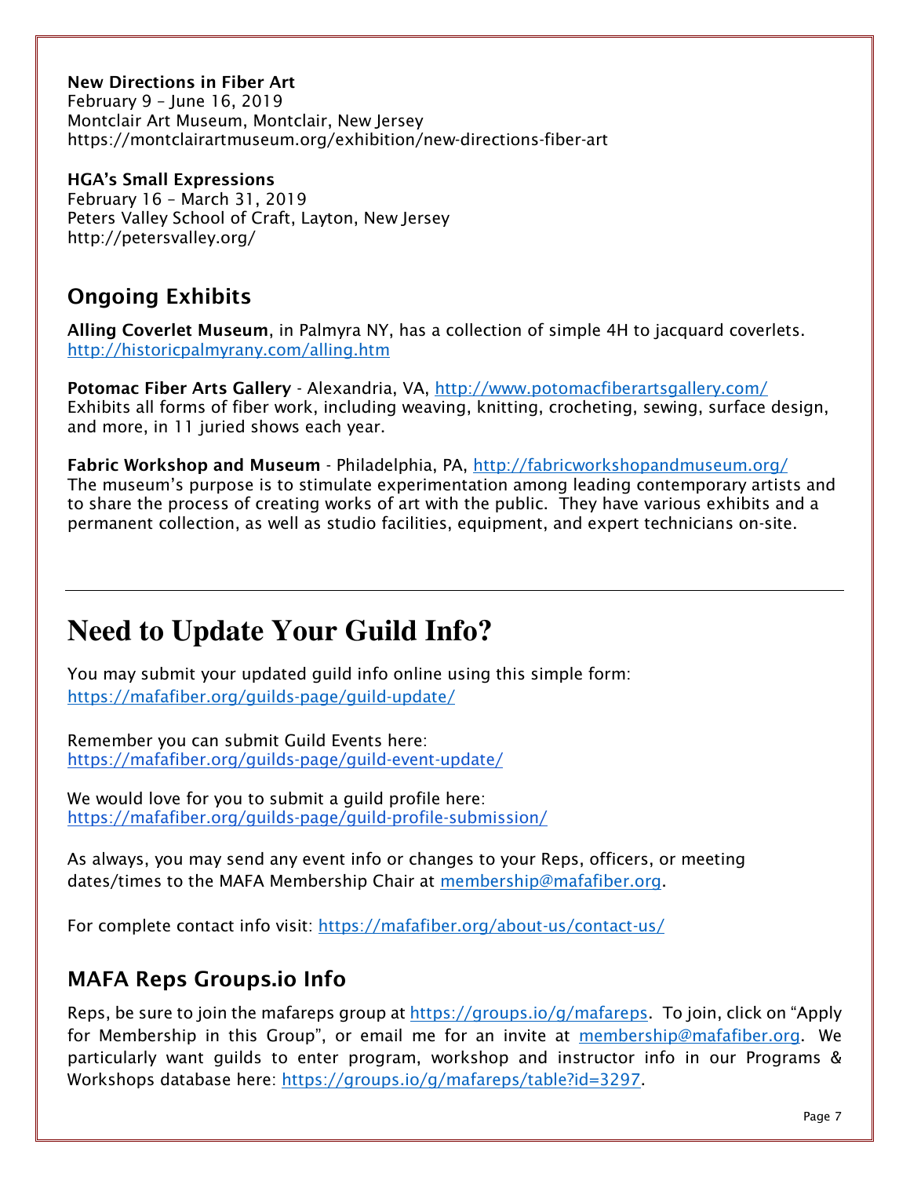**New Directions in Fiber Art**
February 9 – June 16, 2019
Montclair Art Museum, Montclair, New Jersey
https://montclairartmuseum.org/exhibition/new-directions-fiber-art

**HGA's Small Expressions**
February 16 – March 31, 2019
Peters Valley School of Craft, Layton, New Jersey
http://petersvalley.org/

## Ongoing Exhibits

**Alling Coverlet Museum**, in Palmyra NY, has a collection of simple 4H to jacquard coverlets.
http://historicpalmyrany.com/alling.htm

**Potomac Fiber Arts Gallery** - Alexandria, VA, http://www.potomacfiberartsgallery.com/
Exhibits all forms of fiber work, including weaving, knitting, crocheting, sewing, surface design, and more, in 11 juried shows each year.

**Fabric Workshop and Museum** - Philadelphia, PA, http://fabricworkshopandmuseum.org/
The museum's purpose is to stimulate experimentation among leading contemporary artists and to share the process of creating works of art with the public. They have various exhibits and a permanent collection, as well as studio facilities, equipment, and expert technicians on-site.

---

# Need to Update Your Guild Info?

You may submit your updated guild info online using this simple form:
https://mafafiber.org/guilds-page/guild-update/

Remember you can submit Guild Events here:
https://mafafiber.org/guilds-page/guild-event-update/

We would love for you to submit a guild profile here:
https://mafafiber.org/guilds-page/guild-profile-submission/

As always, you may send any event info or changes to your Reps, officers, or meeting dates/times to the MAFA Membership Chair at membership@mafafiber.org.

For complete contact info visit: https://mafafiber.org/about-us/contact-us/

## MAFA Reps Groups.io Info

Reps, be sure to join the mafareps group at https://groups.io/g/mafareps. To join, click on "Apply for Membership in this Group", or email me for an invite at membership@mafafiber.org. We particularly want guilds to enter program, workshop and instructor info in our Programs & Workshops database here: https://groups.io/g/mafareps/table?id=3297.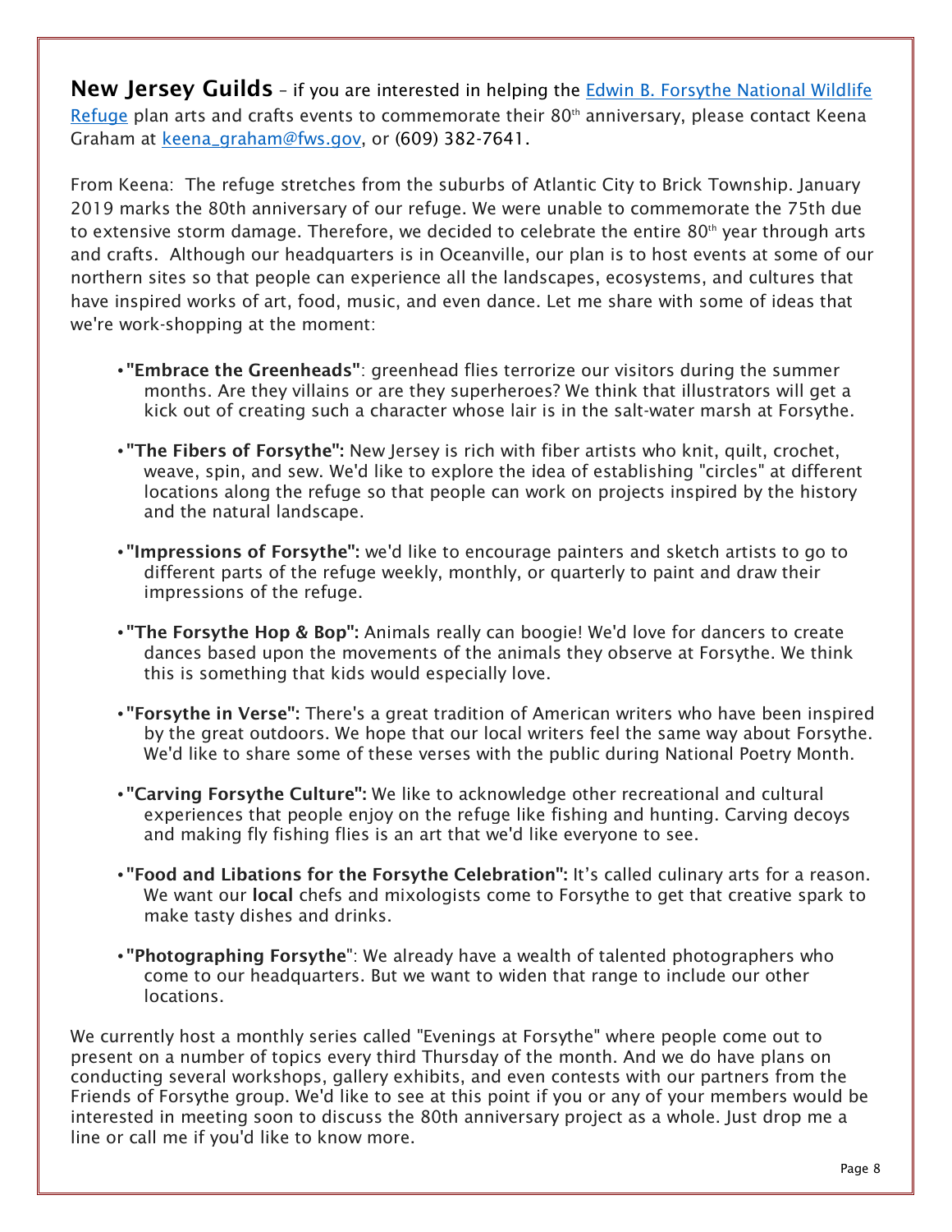**New Jersey Guilds** – if you are interested in helping the [Edwin B. Forsythe National Wildlife Refuge](#) plan arts and crafts events to commemorate their 80th anniversary, please contact Keena Graham at [keena_graham@fws.gov](mailto:keena_graham@fws.gov), or (609) 382-7641.

From Keena: The refuge stretches from the suburbs of Atlantic City to Brick Township. January 2019 marks the 80th anniversary of our refuge. We were unable to commemorate the 75th due to extensive storm damage. Therefore, we decided to celebrate the entire 80th year through arts and crafts. Although our headquarters is in Oceanville, our plan is to host events at some of our northern sites so that people can experience all the landscapes, ecosystems, and cultures that have inspired works of art, food, music, and even dance. Let me share with some of ideas that we're work-shopping at the moment:

- **"Embrace the Greenheads"**: greenhead flies terrorize our visitors during the summer months. Are they villains or are they superheroes? We think that illustrators will get a kick out of creating such a character whose lair is in the salt-water marsh at Forsythe.
- **"The Fibers of Forsythe":** New Jersey is rich with fiber artists who knit, quilt, crochet, weave, spin, and sew. We'd like to explore the idea of establishing "circles" at different locations along the refuge so that people can work on projects inspired by the history and the natural landscape.
- **"Impressions of Forsythe":** we'd like to encourage painters and sketch artists to go to different parts of the refuge weekly, monthly, or quarterly to paint and draw their impressions of the refuge.
- **"The Forsythe Hop & Bop":** Animals really can boogie! We'd love for dancers to create dances based upon the movements of the animals they observe at Forsythe. We think this is something that kids would especially love.
- **"Forsythe in Verse":** There's a great tradition of American writers who have been inspired by the great outdoors. We hope that our local writers feel the same way about Forsythe. We'd like to share some of these verses with the public during National Poetry Month.
- **"Carving Forsythe Culture":** We like to acknowledge other recreational and cultural experiences that people enjoy on the refuge like fishing and hunting. Carving decoys and making fly fishing flies is an art that we'd like everyone to see.
- **"Food and Libations for the Forsythe Celebration":** It's called culinary arts for a reason. We want our **local** chefs and mixologists come to Forsythe to get that creative spark to make tasty dishes and drinks.
- **"Photographing Forsythe"**: We already have a wealth of talented photographers who come to our headquarters. But we want to widen that range to include our other locations.

We currently host a monthly series called "Evenings at Forsythe" where people come out to present on a number of topics every third Thursday of the month. And we do have plans on conducting several workshops, gallery exhibits, and even contests with our partners from the Friends of Forsythe group. We'd like to see at this point if you or any of your members would be interested in meeting soon to discuss the 80th anniversary project as a whole. Just drop me a line or call me if you'd like to know more.